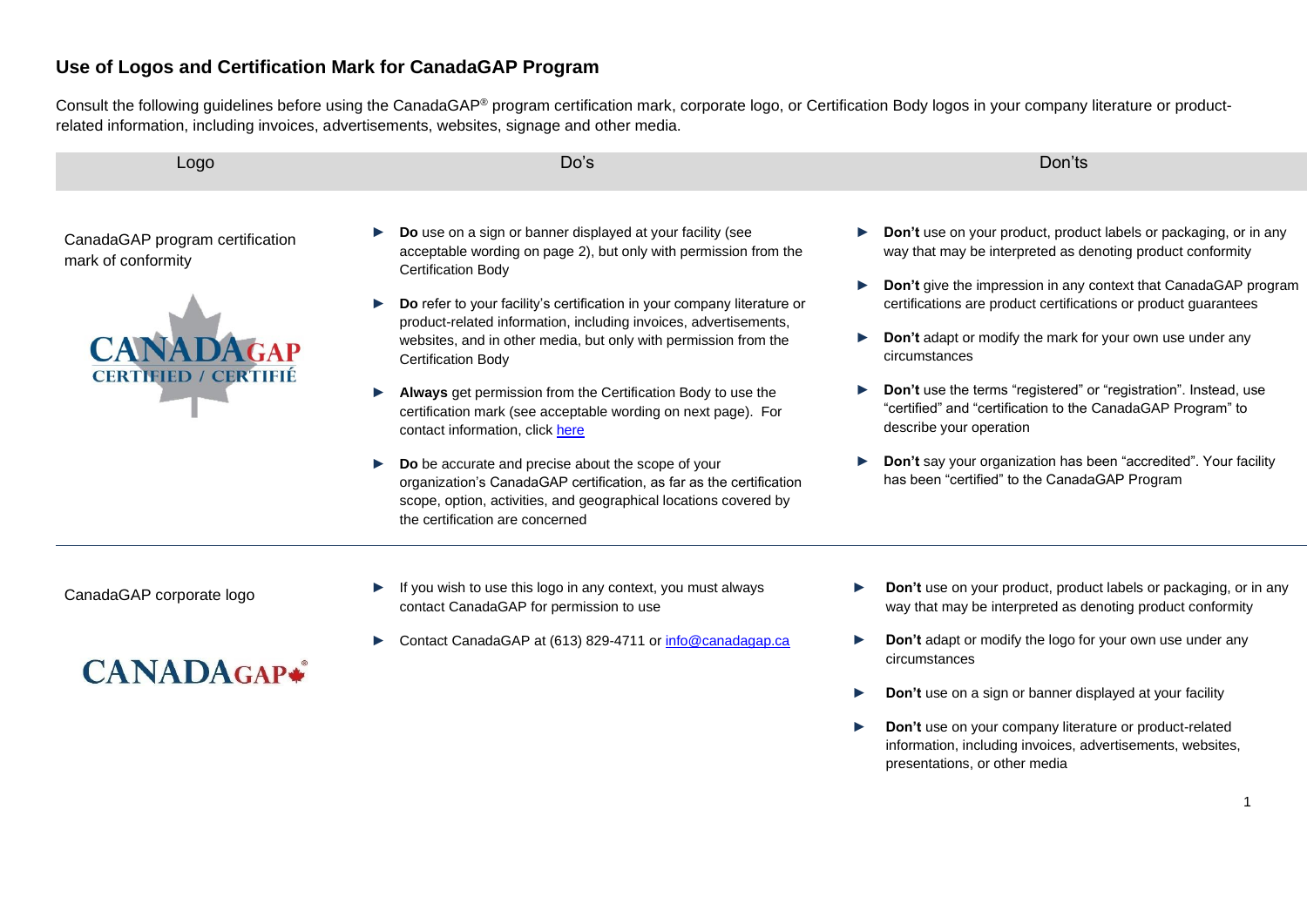# Use of Logos and Certification Mark for CanadaGAP Program

Consult the following guidelines before using the CanadaGAP® program certification mark, corporate logo, or Certification Body logos in your company literature or product-related information, including invoices, advertisements, websites, signage and other media.

| Logo | Do's | Don'ts |
| --- | --- | --- |
| CanadaGAP program certification mark of conformity<br><br>CANADAGAP CERTIFIED / CERTIFIÉ | ► **Do** use on a sign or banner displayed at your facility (see acceptable wording on page 2), but only with permission from the Certification Body<br>► **Do** refer to your facility's certification in your company literature or product-related information, including invoices, advertisements, websites, and in other media, but only with permission from the Certification Body<br>► **Always** get permission from the Certification Body to use the certification mark (see acceptable wording on next page). For contact information, click [here]<br>► **Do** be accurate and precise about the scope of your organization's CanadaGAP certification, as far as the certification scope, option, activities, and geographical locations covered by the certification are concerned | ► **Don't** use on your product, product labels or packaging, or in any way that may be interpreted as denoting product conformity<br>► **Don't** give the impression in any context that CanadaGAP program certifications are product certifications or product guarantees<br>► **Don't** adapt or modify the mark for your own use under any circumstances<br>► **Don't** use the terms "registered" or "registration". Instead, use "certified" and "certification to the CanadaGAP Program" to describe your operation<br>► **Don't** say your organization has been "accredited". Your facility has been "certified" to the CanadaGAP Program |
| CanadaGAP corporate logo<br><br>CANADAGAP® | ► If you wish to use this logo in any context, you must always contact CanadaGAP for permission to use<br>► Contact CanadaGAP at (613) 829-4711 or info@canadagap.ca | ► **Don't** use on your product, product labels or packaging, or in any way that may be interpreted as denoting product conformity<br>► **Don't** adapt or modify the logo for your own use under any circumstances<br>► **Don't** use on a sign or banner displayed at your facility<br>► **Don't** use on your company literature or product-related information, including invoices, advertisements, websites, presentations, or other media |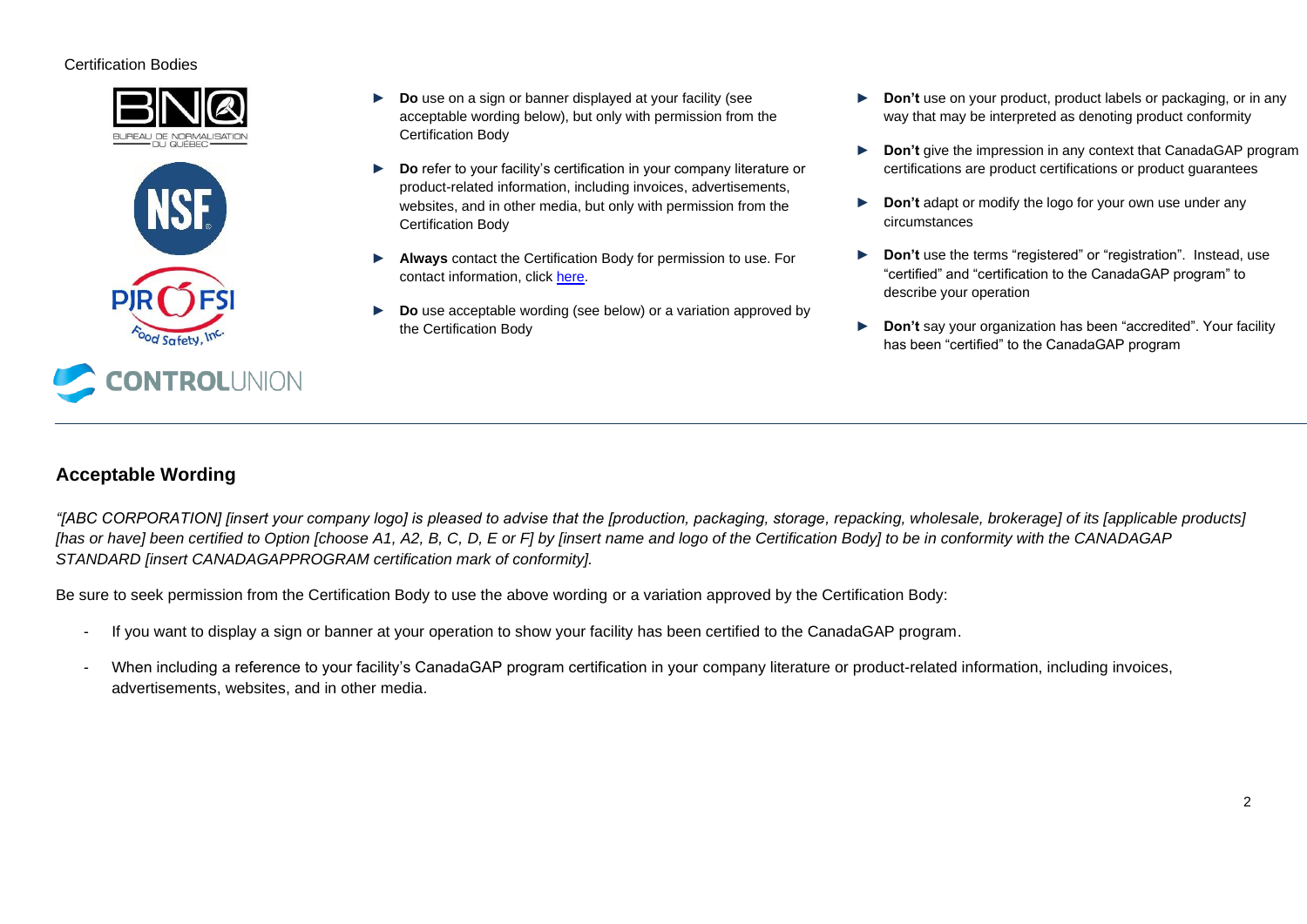Certification Bodies

- **Do** use on a sign or banner displayed at your facility (see acceptable wording below), but only with permission from the Certification Body
- **Do** refer to your facility's certification in your company literature or product-related information, including invoices, advertisements, websites, and in other media, but only with permission from the Certification Body
- **Always** contact the Certification Body for permission to use. For contact information, click here.
- **Do** use acceptable wording (see below) or a variation approved by the Certification Body

- **Don't** use on your product, product labels or packaging, or in any way that may be interpreted as denoting product conformity
- **Don't** give the impression in any context that CanadaGAP program certifications are product certifications or product guarantees
- **Don't** adapt or modify the logo for your own use under any circumstances
- **Don't** use the terms "registered" or "registration". Instead, use "certified" and "certification to the CanadaGAP program" to describe your operation
- **Don't** say your organization has been "accredited". Your facility has been "certified" to the CanadaGAP program

## Acceptable Wording

*"[ABC CORPORATION] [insert your company logo] is pleased to advise that the [production, packaging, storage, repacking, wholesale, brokerage] of its [applicable products] [has or have] been certified to Option [choose A1, A2, B, C, D, E or F] by [insert name and logo of the Certification Body] to be in conformity with the CANADAGAP STANDARD [insert CANADAGAPPROGRAM certification mark of conformity].*

Be sure to seek permission from the Certification Body to use the above wording or a variation approved by the Certification Body:

- If you want to display a sign or banner at your operation to show your facility has been certified to the CanadaGAP program.
- When including a reference to your facility's CanadaGAP program certification in your company literature or product-related information, including invoices, advertisements, websites, and in other media.